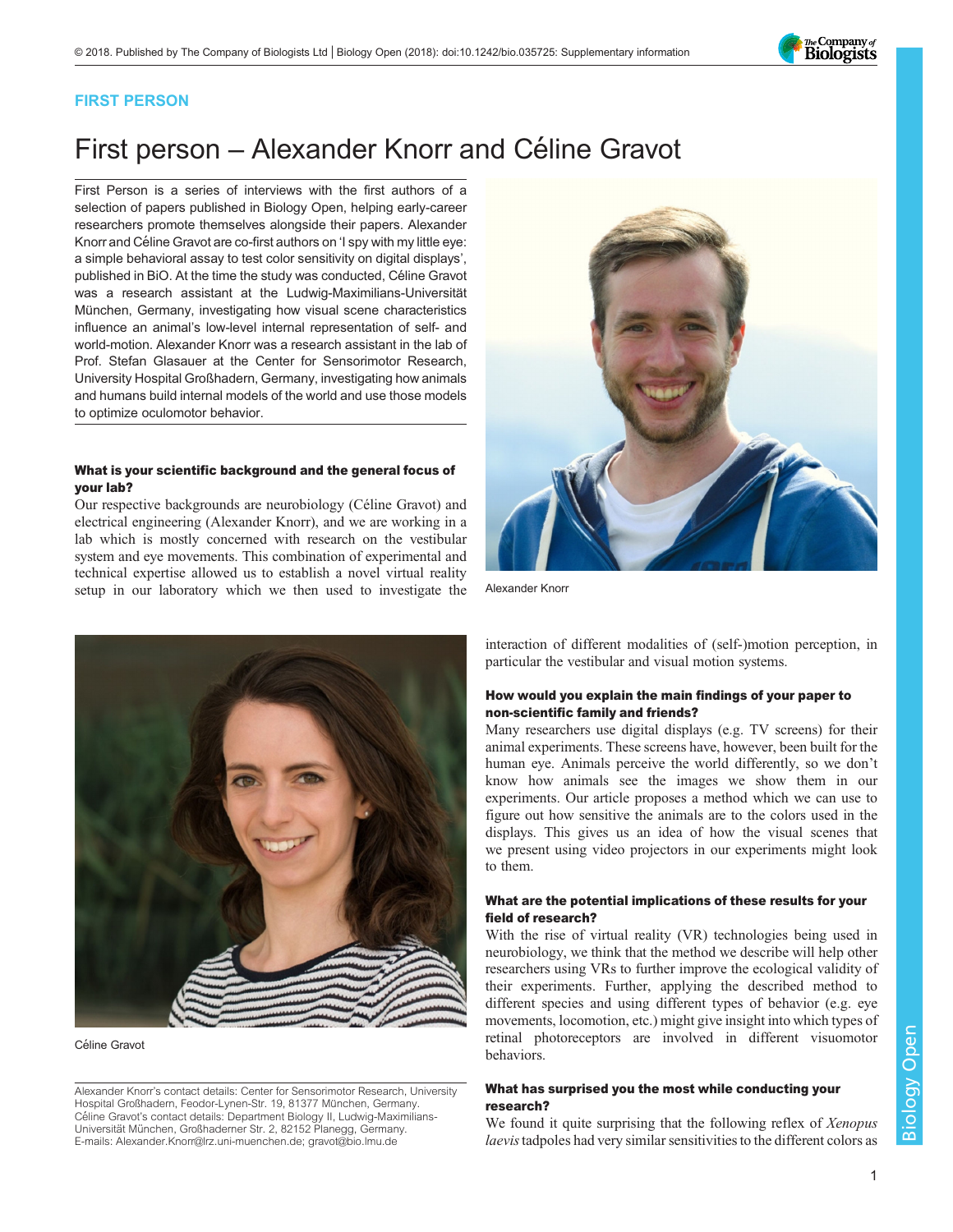FIRST PERSON

# First person – Alexander Knorr and Céline Gravot

First Person is a series of interviews with the first authors of a selection of papers published in Biology Open, helping early-career researchers promote themselves alongside their papers. Alexander Knorr and Céline Gravot are co-first authors on 'I spy with my little eye: a simple behavioral assay to test color sensitivity on digital displays', published in BiO. At the time the study was conducted, Céline Gravot was a research assistant at the Ludwig-Maximilians-Universität München, Germany, investigating how visual scene characteristics influence an animal's low-level internal representation of self- and world-motion. Alexander Knorr was a research assistant in the lab of Prof. Stefan Glasauer at the Center for Sensorimotor Research, University Hospital Großhadern, Germany, investigating how animals and humans build internal models of the world and use those models to optimize oculomotor behavior.

Alexander Knorr

Céline Gravot

### What is your scientific background and the general focus of your lab?

Our respective backgrounds are neurobiology (Céline Gravot) and electrical engineering (Alexander Knorr), and we are working in a lab which is mostly concerned with research on the vestibular system and eye movements. This combination of experimental and technical expertise allowed us to establish a novel virtual reality setup in our laboratory which we then used to investigate the interaction of different modalities of (self-)motion perception, in particular the vestibular and visual motion systems.

### How would you explain the main findings of your paper to non-scientific family and friends?

Many researchers use digital displays (e.g. TV screens) for their animal experiments. These screens have, however, been built for the human eye. Animals perceive the world differently, so we don't know how animals see the images we show them in our experiments. Our article proposes a method which we can use to figure out how sensitive the animals are to the colors used in the displays. This gives us an idea of how the visual scenes that we present using video projectors in our experiments might look to them.

### What are the potential implications of these results for your field of research?

With the rise of virtual reality (VR) technologies being used in neurobiology, we think that the method we describe will help other researchers using VRs to further improve the ecological validity of their experiments. Further, applying the described method to different species and using different types of behavior (e.g. eye movements, locomotion, etc.) might give insight into which types of retinal photoreceptors are involved in different visuomotor behaviors.

### What has surprised you the most while conducting your research?

We found it quite surprising that the following reflex of *Xenopus laevis* tadpoles had very similar sensitivities to the different colors as

Alexander Knorr's contact details: Center for Sensorimotor Research, University Hospital Großhadern, Feodor-Lynen-Str. 19, 81377 München, Germany.
Céline Gravot's contact details: Department Biology II, Ludwig-Maximilians-Universität München, Großhaderner Str. 2, 82152 Planegg, Germany.
E-mails: Alexander.Knorr@lrz.uni-muenchen.de; gravot@bio.lmu.de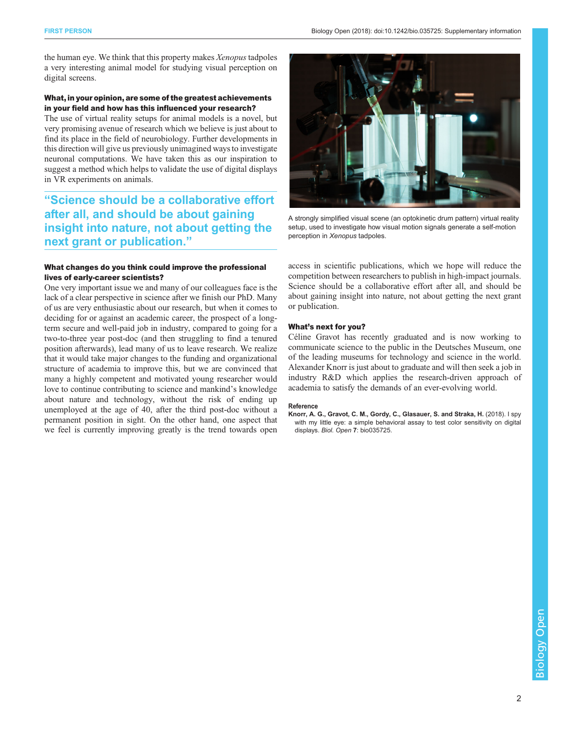the human eye. We think that this property makes *Xenopus* tadpoles a very interesting animal model for studying visual perception on digital screens.

### What, in your opinion, are some of the greatest achievements in your field and how has this influenced your research?

The use of virtual reality setups for animal models is a novel, but very promising avenue of research which we believe is just about to find its place in the field of neurobiology. Further developments in this direction will give us previously unimagined ways to investigate neuronal computations. We have taken this as our inspiration to suggest a method which helps to validate the use of digital displays in VR experiments on animals.

> "Science should be a collaborative effort after all, and should be about gaining insight into nature, not about getting the next grant or publication."

### What changes do you think could improve the professional lives of early-career scientists?

One very important issue we and many of our colleagues face is the lack of a clear perspective in science after we finish our PhD. Many of us are very enthusiastic about our research, but when it comes to deciding for or against an academic career, the prospect of a long-term secure and well-paid job in industry, compared to going for a two-to-three year post-doc (and then struggling to find a tenured position afterwards), lead many of us to leave research. We realize that it would take major changes to the funding and organizational structure of academia to improve this, but we are convinced that many a highly competent and motivated young researcher would love to continue contributing to science and mankind's knowledge about nature and technology, without the risk of ending up unemployed at the age of 40, after the third post-doc without a permanent position in sight. On the other hand, one aspect that we feel is currently improving greatly is the trend towards open access in scientific publications, which we hope will reduce the competition between researchers to publish in high-impact journals. Science should be a collaborative effort after all, and should be about gaining insight into nature, not about getting the next grant or publication.

A strongly simplified visual scene (an optokinetic drum pattern) virtual reality setup, used to investigate how visual motion signals generate a self-motion perception in *Xenopus* tadpoles.

### What's next for you?

Céline Gravot has recently graduated and is now working to communicate science to the public in the Deutsches Museum, one of the leading museums for technology and science in the world. Alexander Knorr is just about to graduate and will then seek a job in industry R&D which applies the research-driven approach of academia to satisfy the demands of an ever-evolving world.

#### Reference

**Knorr, A. G., Gravot, C. M., Gordy, C., Glasauer, S. and Straka, H.** (2018). I spy with my little eye: a simple behavioral assay to test color sensitivity on digital displays. *Biol. Open* **7**: bio035725.